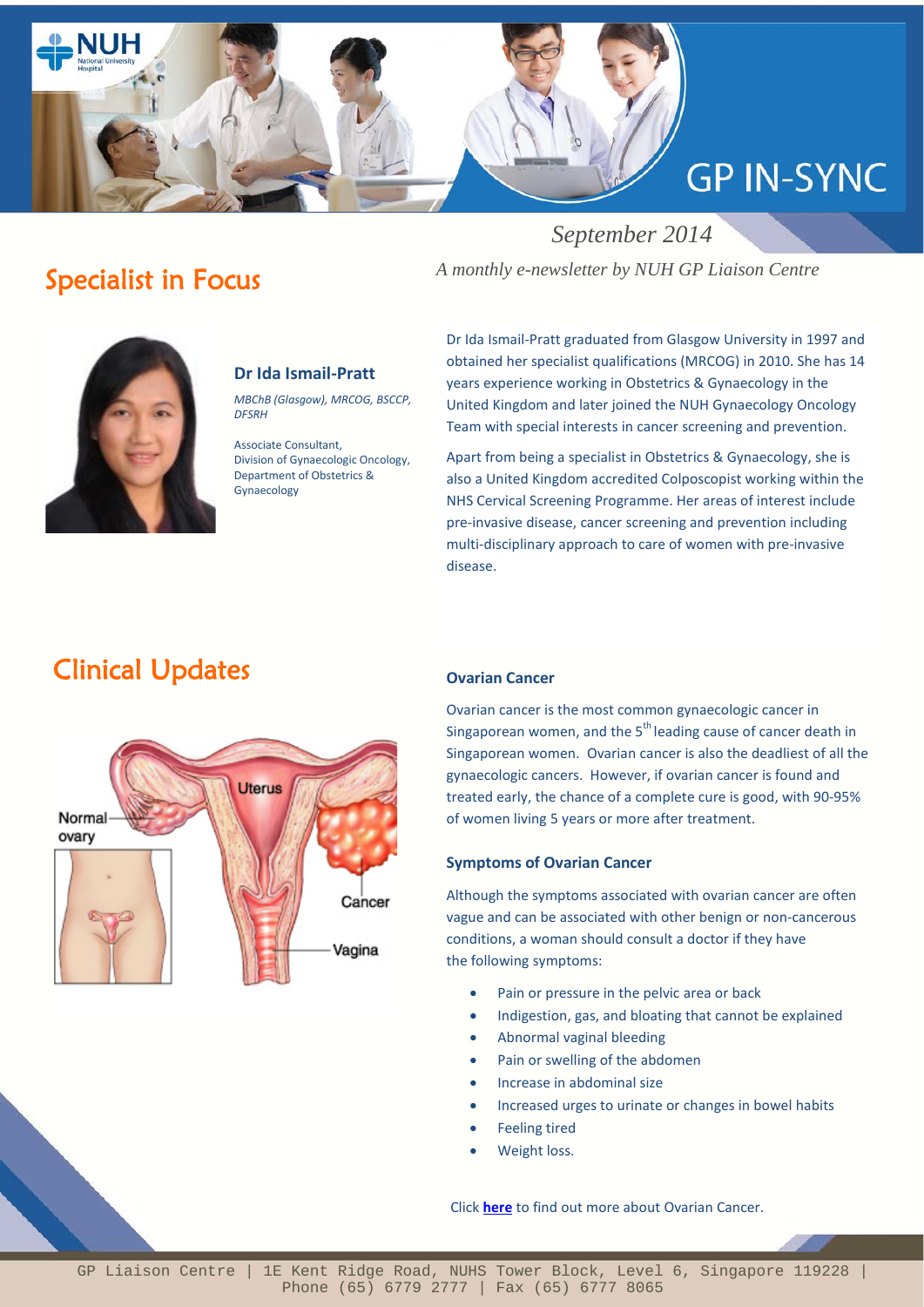# GP IN-SYNC

*September 2014*

*A monthly e-newsletter by NUH GP Liaison Centre*

## Specialist in Focus

### Dr Ida Ismail-Pratt

*MBChB (Glasgow), MRCOG, BSCCP, DFSRH*

Associate Consultant,
Division of Gynaecologic Oncology,
Department of Obstetrics & Gynaecology

Dr Ida Ismail-Pratt graduated from Glasgow University in 1997 and obtained her specialist qualifications (MRCOG) in 2010. She has 14 years experience working in Obstetrics & Gynaecology in the United Kingdom and later joined the NUH Gynaecology Oncology Team with special interests in cancer screening and prevention.

Apart from being a specialist in Obstetrics & Gynaecology, she is also a United Kingdom accredited Colposcopist working within the NHS Cervical Screening Programme. Her areas of interest include pre-invasive disease, cancer screening and prevention including multi-disciplinary approach to care of women with pre-invasive disease.

## Clinical Updates

### Ovarian Cancer

Ovarian cancer is the most common gynaecologic cancer in Singaporean women, and the 5th leading cause of cancer death in Singaporean women. Ovarian cancer is also the deadliest of all the gynaecologic cancers. However, if ovarian cancer is found and treated early, the chance of a complete cure is good, with 90-95% of women living 5 years or more after treatment.

### Symptoms of Ovarian Cancer

Although the symptoms associated with ovarian cancer are often vague and can be associated with other benign or non-cancerous conditions, a woman should consult a doctor if they have the following symptoms:

- Pain or pressure in the pelvic area or back
- Indigestion, gas, and bloating that cannot be explained
- Abnormal vaginal bleeding
- Pain or swelling of the abdomen
- Increase in abdominal size
- Increased urges to urinate or changes in bowel habits
- Feeling tired
- Weight loss.

Click **here** to find out more about Ovarian Cancer.

GP Liaison Centre | 1E Kent Ridge Road, NUHS Tower Block, Level 6, Singapore 119228 | Phone (65) 6779 2777 | Fax (65) 6777 8065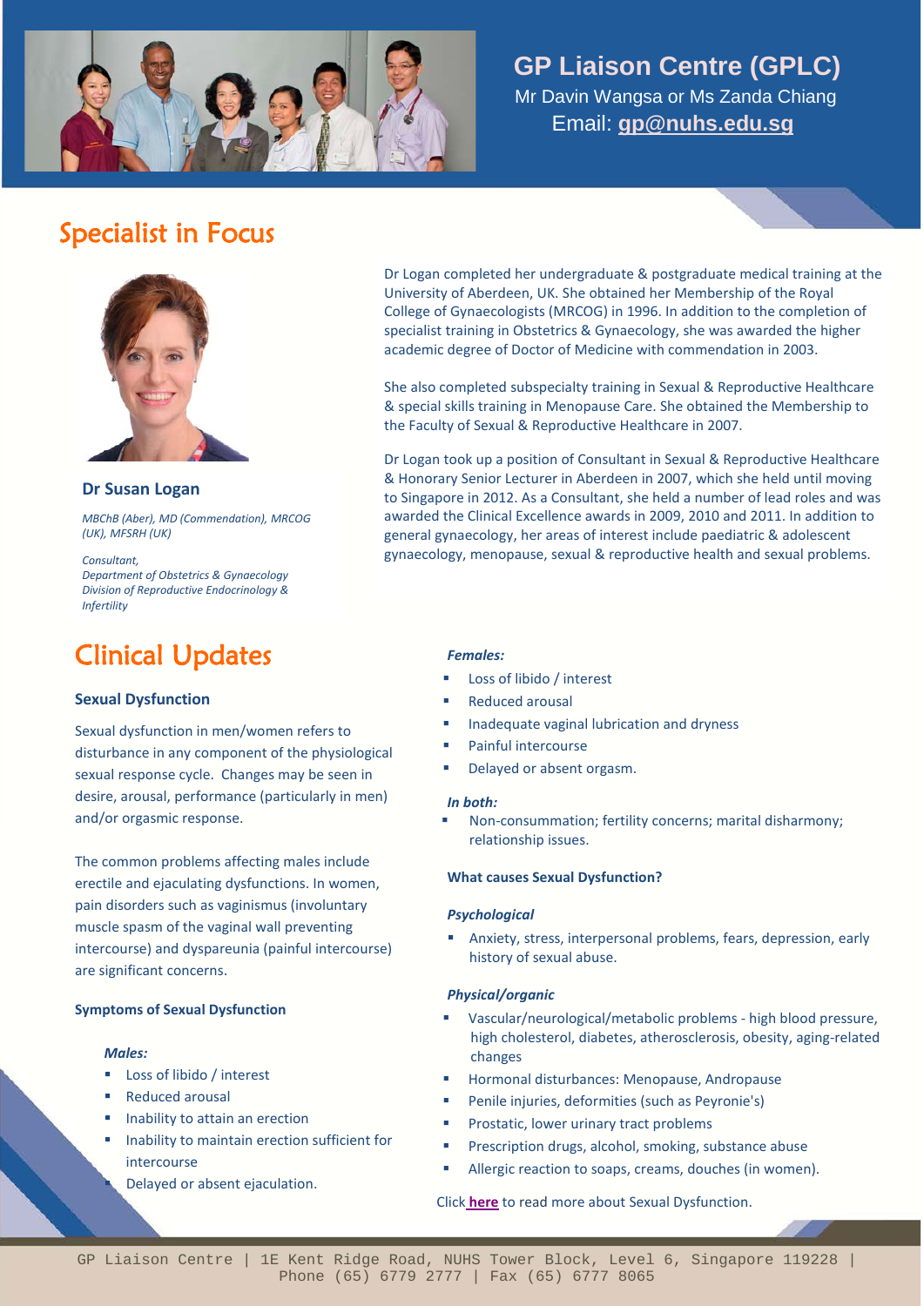## GP Liaison Centre (GPLC)

Mr Davin Wangsa or Ms Zanda Chiang

Email: **gp@nuhs.edu.sg**

# Specialist in Focus

**Dr Susan Logan**

*MBChB (Aber), MD (Commendation), MRCOG (UK), MFSRH (UK)*

*Consultant,*
*Department of Obstetrics & Gynaecology*
*Division of Reproductive Endocrinology & Infertility*

Dr Logan completed her undergraduate & postgraduate medical training at the University of Aberdeen, UK. She obtained her Membership of the Royal College of Gynaecologists (MRCOG) in 1996. In addition to the completion of specialist training in Obstetrics & Gynaecology, she was awarded the higher academic degree of Doctor of Medicine with commendation in 2003.

She also completed subspecialty training in Sexual & Reproductive Healthcare & special skills training in Menopause Care. She obtained the Membership to the Faculty of Sexual & Reproductive Healthcare in 2007.

Dr Logan took up a position of Consultant in Sexual & Reproductive Healthcare & Honorary Senior Lecturer in Aberdeen in 2007, which she held until moving to Singapore in 2012. As a Consultant, she held a number of lead roles and was awarded the Clinical Excellence awards in 2009, 2010 and 2011. In addition to general gynaecology, her areas of interest include paediatric & adolescent gynaecology, menopause, sexual & reproductive health and sexual problems.

# Clinical Updates

### Sexual Dysfunction

Sexual dysfunction in men/women refers to disturbance in any component of the physiological sexual response cycle. Changes may be seen in desire, arousal, performance (particularly in men) and/or orgasmic response.

The common problems affecting males include erectile and ejaculating dysfunctions. In women, pain disorders such as vaginismus (involuntary muscle spasm of the vaginal wall preventing intercourse) and dyspareunia (painful intercourse) are significant concerns.

**Symptoms of Sexual Dysfunction**

*Males:*

- Loss of libido / interest
- Reduced arousal
- Inability to attain an erection
- Inability to maintain erection sufficient for intercourse
- Delayed or absent ejaculation.

*Females:*

- Loss of libido / interest
- Reduced arousal
- Inadequate vaginal lubrication and dryness
- Painful intercourse
- Delayed or absent orgasm.

*In both:*

- Non-consummation; fertility concerns; marital disharmony; relationship issues.

**What causes Sexual Dysfunction?**

*Psychological*

- Anxiety, stress, interpersonal problems, fears, depression, early history of sexual abuse.

*Physical/organic*

- Vascular/neurological/metabolic problems - high blood pressure, high cholesterol, diabetes, atherosclerosis, obesity, aging-related changes
- Hormonal disturbances: Menopause, Andropause
- Penile injuries, deformities (such as Peyronie's)
- Prostatic, lower urinary tract problems
- Prescription drugs, alcohol, smoking, substance abuse
- Allergic reaction to soaps, creams, douches (in women).

Click **here** to read more about Sexual Dysfunction.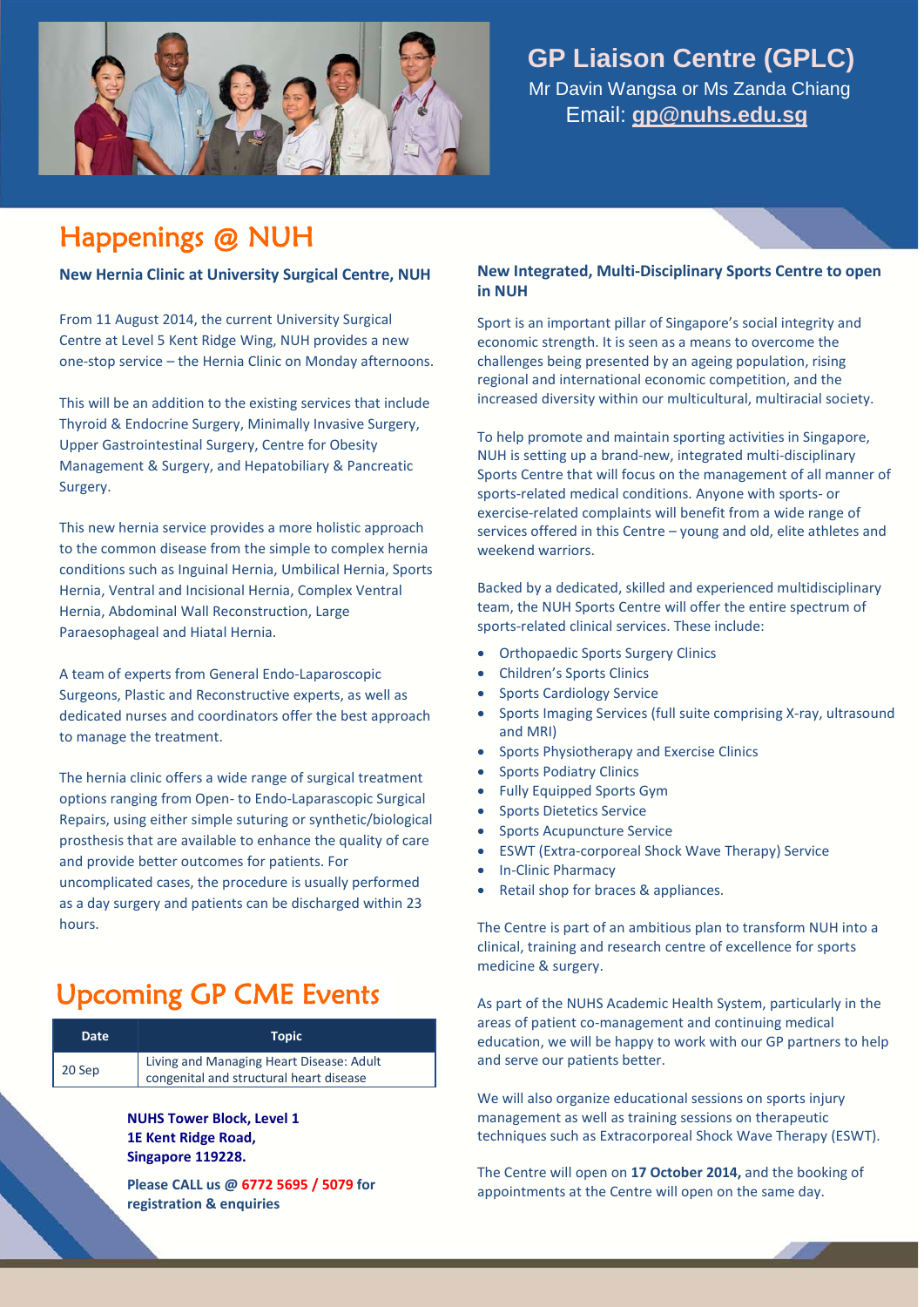## GP Liaison Centre (GPLC)

Mr Davin Wangsa or Ms Zanda Chiang

Email: **gp@nuhs.edu.sg**

# Happenings @ NUH

**New Hernia Clinic at University Surgical Centre, NUH**

From 11 August 2014, the current University Surgical Centre at Level 5 Kent Ridge Wing, NUH provides a new one-stop service – the Hernia Clinic on Monday afternoons.

This will be an addition to the existing services that include Thyroid & Endocrine Surgery, Minimally Invasive Surgery, Upper Gastrointestinal Surgery, Centre for Obesity Management & Surgery, and Hepatobiliary & Pancreatic Surgery.

This new hernia service provides a more holistic approach to the common disease from the simple to complex hernia conditions such as Inguinal Hernia, Umbilical Hernia, Sports Hernia, Ventral and Incisional Hernia, Complex Ventral Hernia, Abdominal Wall Reconstruction, Large Paraesophageal and Hiatal Hernia.

A team of experts from General Endo-Laparoscopic Surgeons, Plastic and Reconstructive experts, as well as dedicated nurses and coordinators offer the best approach to manage the treatment.

The hernia clinic offers a wide range of surgical treatment options ranging from Open- to Endo-Laparascopic Surgical Repairs, using either simple suturing or synthetic/biological prosthesis that are available to enhance the quality of care and provide better outcomes for patients. For uncomplicated cases, the procedure is usually performed as a day surgery and patients can be discharged within 23 hours.

**New Integrated, Multi-Disciplinary Sports Centre to open in NUH**

Sport is an important pillar of Singapore's social integrity and economic strength. It is seen as a means to overcome the challenges being presented by an ageing population, rising regional and international economic competition, and the increased diversity within our multicultural, multiracial society.

To help promote and maintain sporting activities in Singapore, NUH is setting up a brand-new, integrated multi-disciplinary Sports Centre that will focus on the management of all manner of sports-related medical conditions. Anyone with sports- or exercise-related complaints will benefit from a wide range of services offered in this Centre – young and old, elite athletes and weekend warriors.

Backed by a dedicated, skilled and experienced multidisciplinary team, the NUH Sports Centre will offer the entire spectrum of sports-related clinical services. These include:

- Orthopaedic Sports Surgery Clinics
- Children's Sports Clinics
- Sports Cardiology Service
- Sports Imaging Services (full suite comprising X-ray, ultrasound and MRI)
- Sports Physiotherapy and Exercise Clinics
- Sports Podiatry Clinics
- Fully Equipped Sports Gym
- Sports Dietetics Service
- Sports Acupuncture Service
- ESWT (Extra-corporeal Shock Wave Therapy) Service
- In-Clinic Pharmacy
- Retail shop for braces & appliances.

The Centre is part of an ambitious plan to transform NUH into a clinical, training and research centre of excellence for sports medicine & surgery.

As part of the NUHS Academic Health System, particularly in the areas of patient co-management and continuing medical education, we will be happy to work with our GP partners to help and serve our patients better.

We will also organize educational sessions on sports injury management as well as training sessions on therapeutic techniques such as Extracorporeal Shock Wave Therapy (ESWT).

The Centre will open on **17 October 2014,** and the booking of appointments at the Centre will open on the same day.

# Upcoming GP CME Events

| Date | Topic |
| --- | --- |
| 20 Sep | Living and Managing Heart Disease: Adult congenital and structural heart disease |

**NUHS Tower Block, Level 1**
**1E Kent Ridge Road,**
**Singapore 119228.**

**Please CALL us @ 6772 5695 / 5079 for registration & enquiries**